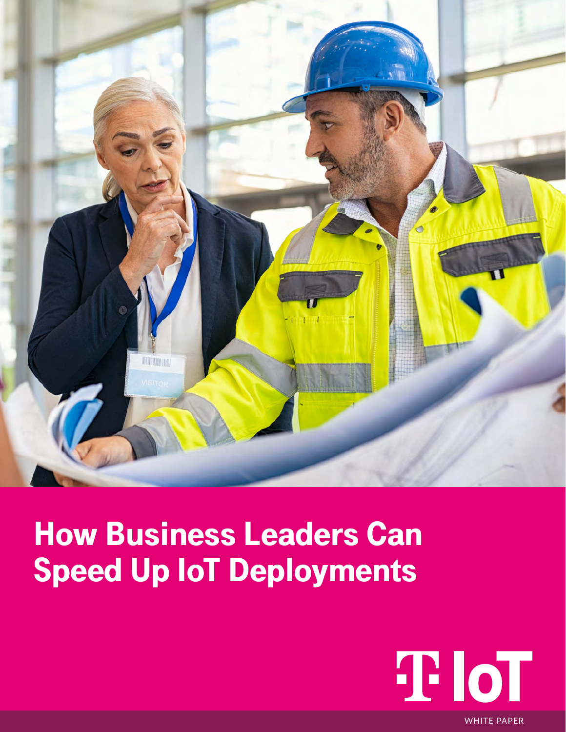# How Business Leaders Can Speed Up IoT Deployments

T IoT

WHITE PAPER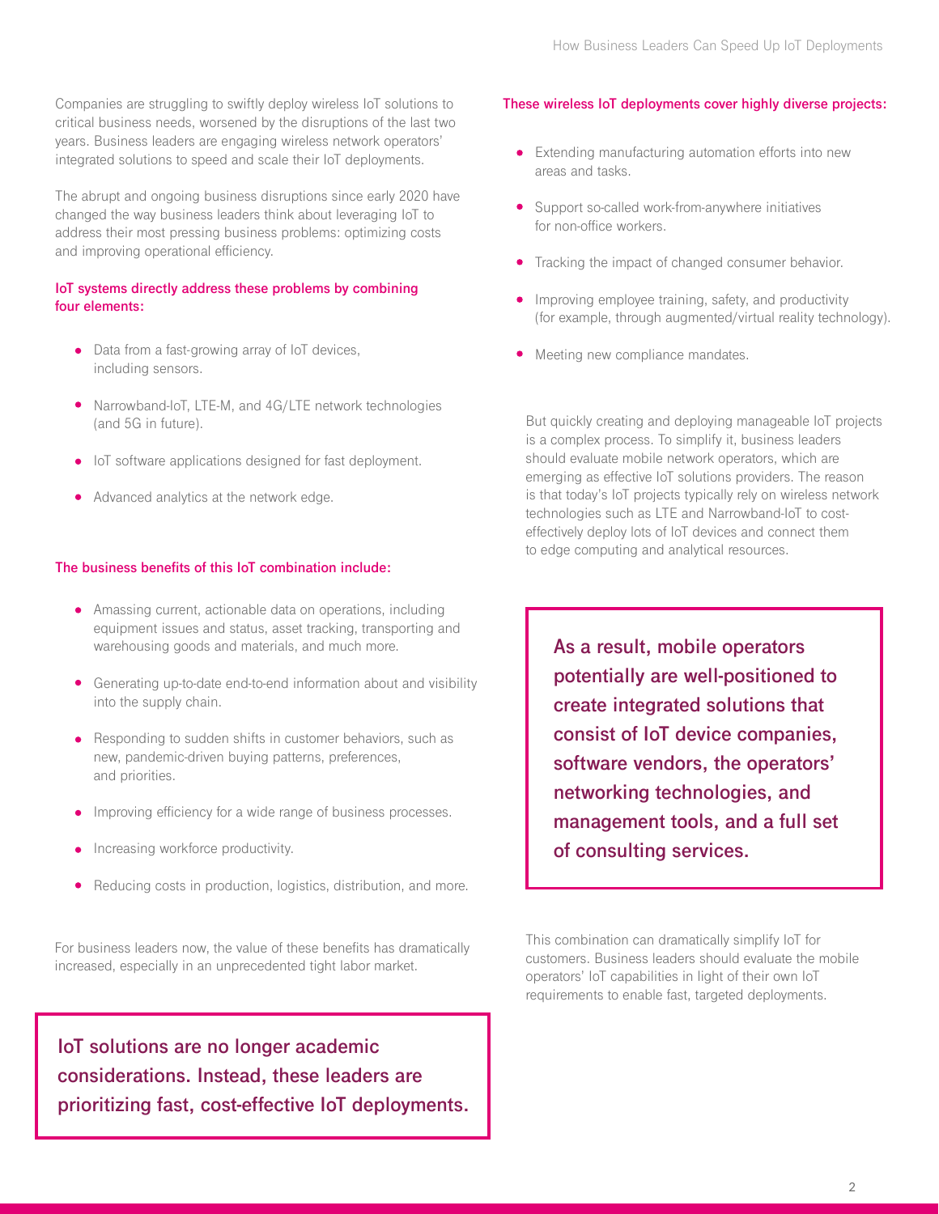Companies are struggling to swiftly deploy wireless IoT solutions to critical business needs, worsened by the disruptions of the last two years. Business leaders are engaging wireless network operators' integrated solutions to speed and scale their IoT deployments.

The abrupt and ongoing business disruptions since early 2020 have changed the way business leaders think about leveraging IoT to address their most pressing business problems: optimizing costs and improving operational efficiency.

**IoT systems directly address these problems by combining four elements:**

- Data from a fast-growing array of IoT devices, including sensors.
- Narrowband-IoT, LTE-M, and 4G/LTE network technologies (and 5G in future).
- IoT software applications designed for fast deployment.
- Advanced analytics at the network edge.

**The business benefits of this IoT combination include:**

- Amassing current, actionable data on operations, including equipment issues and status, asset tracking, transporting and warehousing goods and materials, and much more.
- Generating up-to-date end-to-end information about and visibility into the supply chain.
- Responding to sudden shifts in customer behaviors, such as new, pandemic-driven buying patterns, preferences, and priorities.
- Improving efficiency for a wide range of business processes.
- Increasing workforce productivity.
- Reducing costs in production, logistics, distribution, and more.

For business leaders now, the value of these benefits has dramatically increased, especially in an unprecedented tight labor market.

**IoT solutions are no longer academic considerations. Instead, these leaders are prioritizing fast, cost-effective IoT deployments.**

**These wireless IoT deployments cover highly diverse projects:**

- Extending manufacturing automation efforts into new areas and tasks.
- Support so-called work-from-anywhere initiatives for non-office workers.
- Tracking the impact of changed consumer behavior.
- Improving employee training, safety, and productivity (for example, through augmented/virtual reality technology).
- Meeting new compliance mandates.

But quickly creating and deploying manageable IoT projects is a complex process. To simplify it, business leaders should evaluate mobile network operators, which are emerging as effective IoT solutions providers. The reason is that today's IoT projects typically rely on wireless network technologies such as LTE and Narrowband-IoT to cost-effectively deploy lots of IoT devices and connect them to edge computing and analytical resources.

**As a result, mobile operators potentially are well-positioned to create integrated solutions that consist of IoT device companies, software vendors, the operators' networking technologies, and management tools, and a full set of consulting services.**

This combination can dramatically simplify IoT for customers. Business leaders should evaluate the mobile operators' IoT capabilities in light of their own IoT requirements to enable fast, targeted deployments.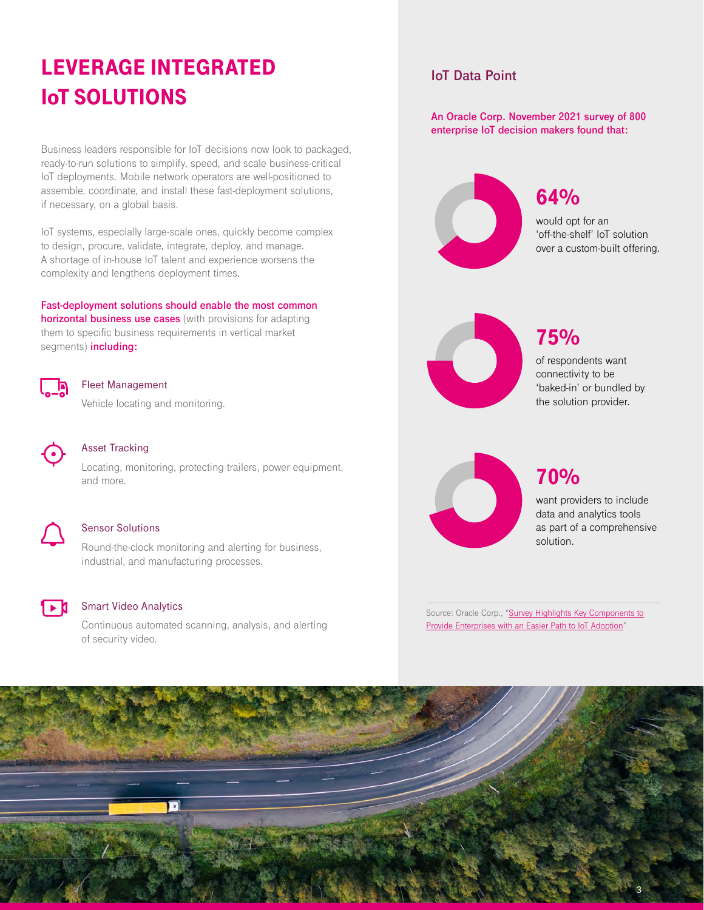# LEVERAGE INTEGRATED IoT SOLUTIONS

Business leaders responsible for IoT decisions now look to packaged, ready-to-run solutions to simplify, speed, and scale business-critical IoT deployments. Mobile network operators are well-positioned to assemble, coordinate, and install these fast-deployment solutions, if necessary, on a global basis.

IoT systems, especially large-scale ones, quickly become complex to design, procure, validate, integrate, deploy, and manage. A shortage of in-house IoT talent and experience worsens the complexity and lengthens deployment times.

**Fast-deployment solutions should enable the most common horizontal business use cases** (with provisions for adapting them to specific business requirements in vertical market segments) **including:**

### Fleet Management

Vehicle locating and monitoring.

### Asset Tracking

Locating, monitoring, protecting trailers, power equipment, and more.

### Sensor Solutions

Round-the-clock monitoring and alerting for business, industrial, and manufacturing processes.

### Smart Video Analytics

Continuous automated scanning, analysis, and alerting of security video.

## IoT Data Point

**An Oracle Corp. November 2021 survey of 800 enterprise IoT decision makers found that:**

**64%**

would opt for an 'off-the-shelf' IoT solution over a custom-built offering.

**75%**

of respondents want connectivity to be 'baked-in' or bundled by the solution provider.

**70%**

want providers to include data and analytics tools as part of a comprehensive solution.

Source: Oracle Corp., "Survey Highlights Key Components to Provide Enterprises with an Easier Path to IoT Adoption"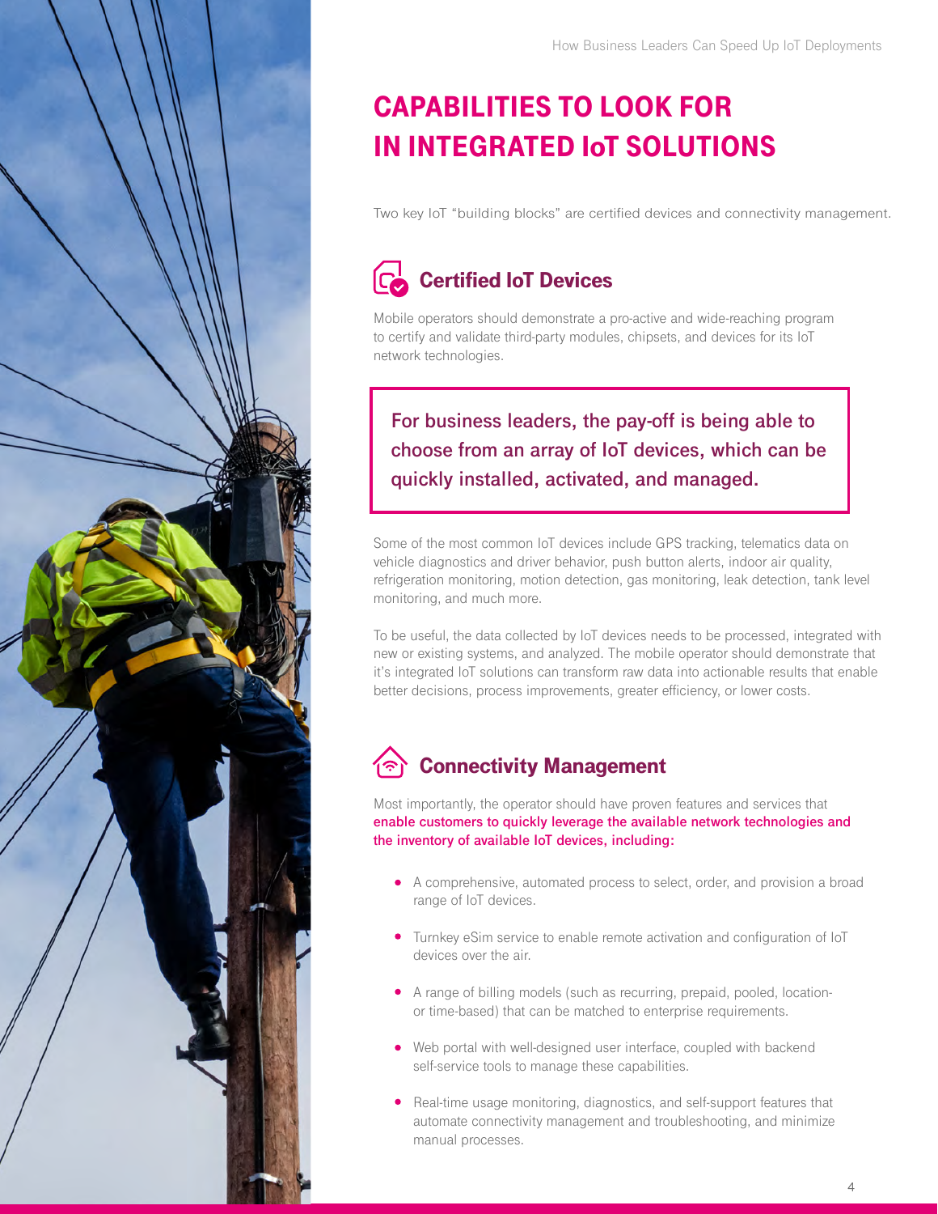# CAPABILITIES TO LOOK FOR IN INTEGRATED IoT SOLUTIONS

Two key IoT "building blocks" are certified devices and connectivity management.

## Certified IoT Devices

Mobile operators should demonstrate a pro-active and wide-reaching program to certify and validate third-party modules, chipsets, and devices for its IoT network technologies.

> **For business leaders, the pay-off is being able to choose from an array of IoT devices, which can be quickly installed, activated, and managed.**

Some of the most common IoT devices include GPS tracking, telematics data on vehicle diagnostics and driver behavior, push button alerts, indoor air quality, refrigeration monitoring, motion detection, gas monitoring, leak detection, tank level monitoring, and much more.

To be useful, the data collected by IoT devices needs to be processed, integrated with new or existing systems, and analyzed. The mobile operator should demonstrate that it's integrated IoT solutions can transform raw data into actionable results that enable better decisions, process improvements, greater efficiency, or lower costs.

## Connectivity Management

Most importantly, the operator should have proven features and services that **enable customers to quickly leverage the available network technologies and the inventory of available IoT devices, including:**

- A comprehensive, automated process to select, order, and provision a broad range of IoT devices.
- Turnkey eSim service to enable remote activation and configuration of IoT devices over the air.
- A range of billing models (such as recurring, prepaid, pooled, location- or time-based) that can be matched to enterprise requirements.
- Web portal with well-designed user interface, coupled with backend self-service tools to manage these capabilities.
- Real-time usage monitoring, diagnostics, and self-support features that automate connectivity management and troubleshooting, and minimize manual processes.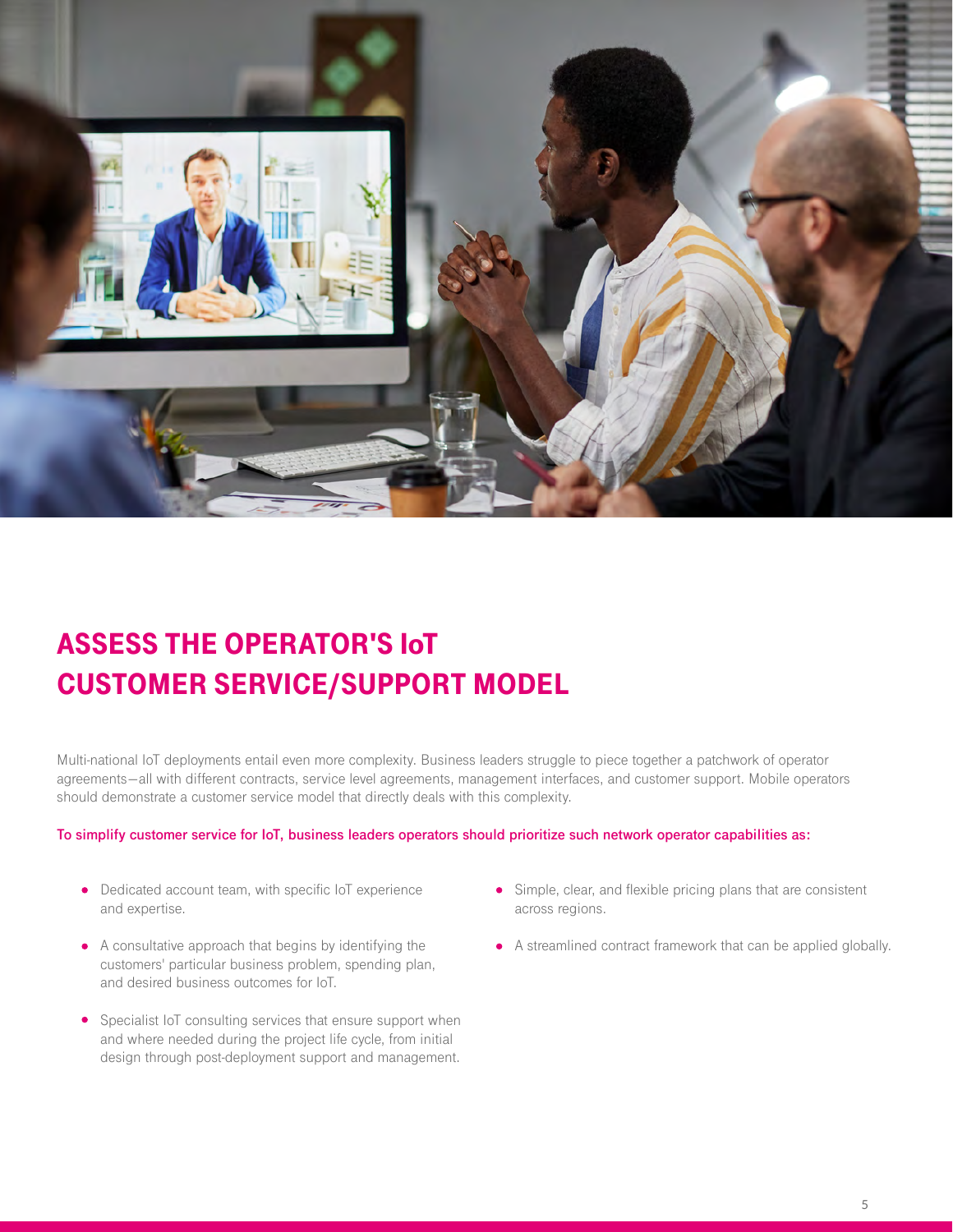# ASSESS THE OPERATOR'S IoT CUSTOMER SERVICE/SUPPORT MODEL

Multi-national IoT deployments entail even more complexity. Business leaders struggle to piece together a patchwork of operator agreements—all with different contracts, service level agreements, management interfaces, and customer support. Mobile operators should demonstrate a customer service model that directly deals with this complexity.

**To simplify customer service for IoT, business leaders operators should prioritize such network operator capabilities as:**

- Dedicated account team, with specific IoT experience and expertise.
- A consultative approach that begins by identifying the customers' particular business problem, spending plan, and desired business outcomes for IoT.
- Specialist IoT consulting services that ensure support when and where needed during the project life cycle, from initial design through post-deployment support and management.
- Simple, clear, and flexible pricing plans that are consistent across regions.
- A streamlined contract framework that can be applied globally.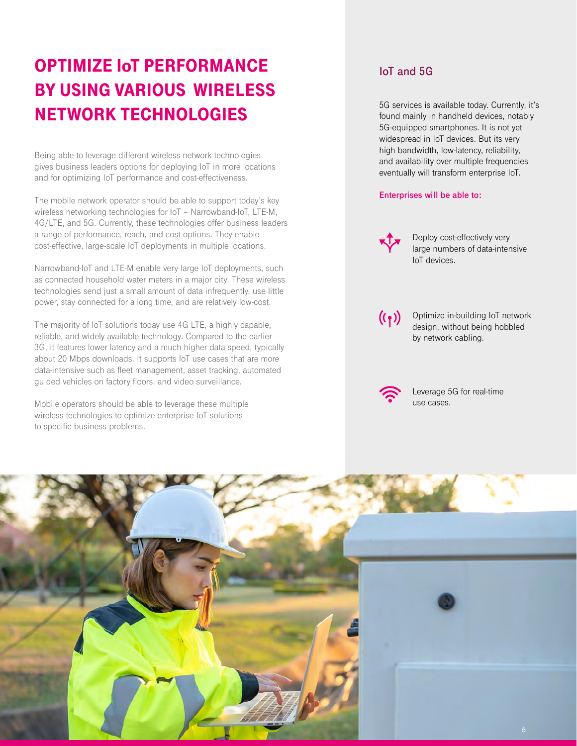# OPTIMIZE IoT PERFORMANCE BY USING VARIOUS WIRELESS NETWORK TECHNOLOGIES

Being able to leverage different wireless network technologies gives business leaders options for deploying IoT in more locations and for optimizing IoT performance and cost-effectiveness.

The mobile network operator should be able to support today's key wireless networking technologies for IoT – Narrowband-IoT, LTE-M, 4G/LTE, and 5G. Currently, these technologies offer business leaders a range of performance, reach, and cost options. They enable cost-effective, large-scale IoT deployments in multiple locations.

Narrowband-IoT and LTE-M enable very large IoT deployments, such as connected household water meters in a major city. These wireless technologies send just a small amount of data infrequently, use little power, stay connected for a long time, and are relatively low-cost.

The majority of IoT solutions today use 4G LTE, a highly capable, reliable, and widely available technology. Compared to the earlier 3G, it features lower latency and a much higher data speed, typically about 20 Mbps downloads. It supports IoT use cases that are more data-intensive such as fleet management, asset tracking, automated guided vehicles on factory floors, and video surveillance.

Mobile operators should be able to leverage these multiple wireless technologies to optimize enterprise IoT solutions to specific business problems.

## IoT and 5G

5G services is available today. Currently, it's found mainly in handheld devices, notably 5G-equipped smartphones. It is not yet widespread in IoT devices. But its very high bandwidth, low-latency, reliability, and availability over multiple frequencies eventually will transform enterprise IoT.

**Enterprises will be able to:**

- Deploy cost-effectively very large numbers of data-intensive IoT devices.
- Optimize in-building IoT network design, without being hobbled by network cabling.
- Leverage 5G for real-time use cases.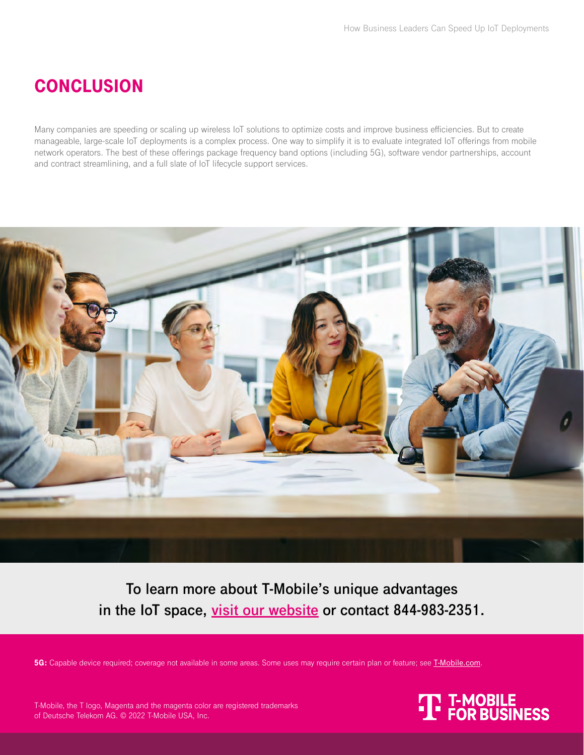# CONCLUSION

Many companies are speeding or scaling up wireless IoT solutions to optimize costs and improve business efficiencies. But to create manageable, large-scale IoT deployments is a complex process. One way to simplify it is to evaluate integrated IoT offerings from mobile network operators. The best of these offerings package frequency band options (including 5G), software vendor partnerships, account and contract streamlining, and a full slate of IoT lifecycle support services.

**To learn more about T-Mobile's unique advantages in the IoT space, visit our website or contact 844-983-2351.**

**5G:** Capable device required; coverage not available in some areas. Some uses may require certain plan or feature; see T-Mobile.com.

T-Mobile, the T logo, Magenta and the magenta color are registered trademarks of Deutsche Telekom AG. © 2022 T-Mobile USA, Inc.

T-MOBILE FOR BUSINESS